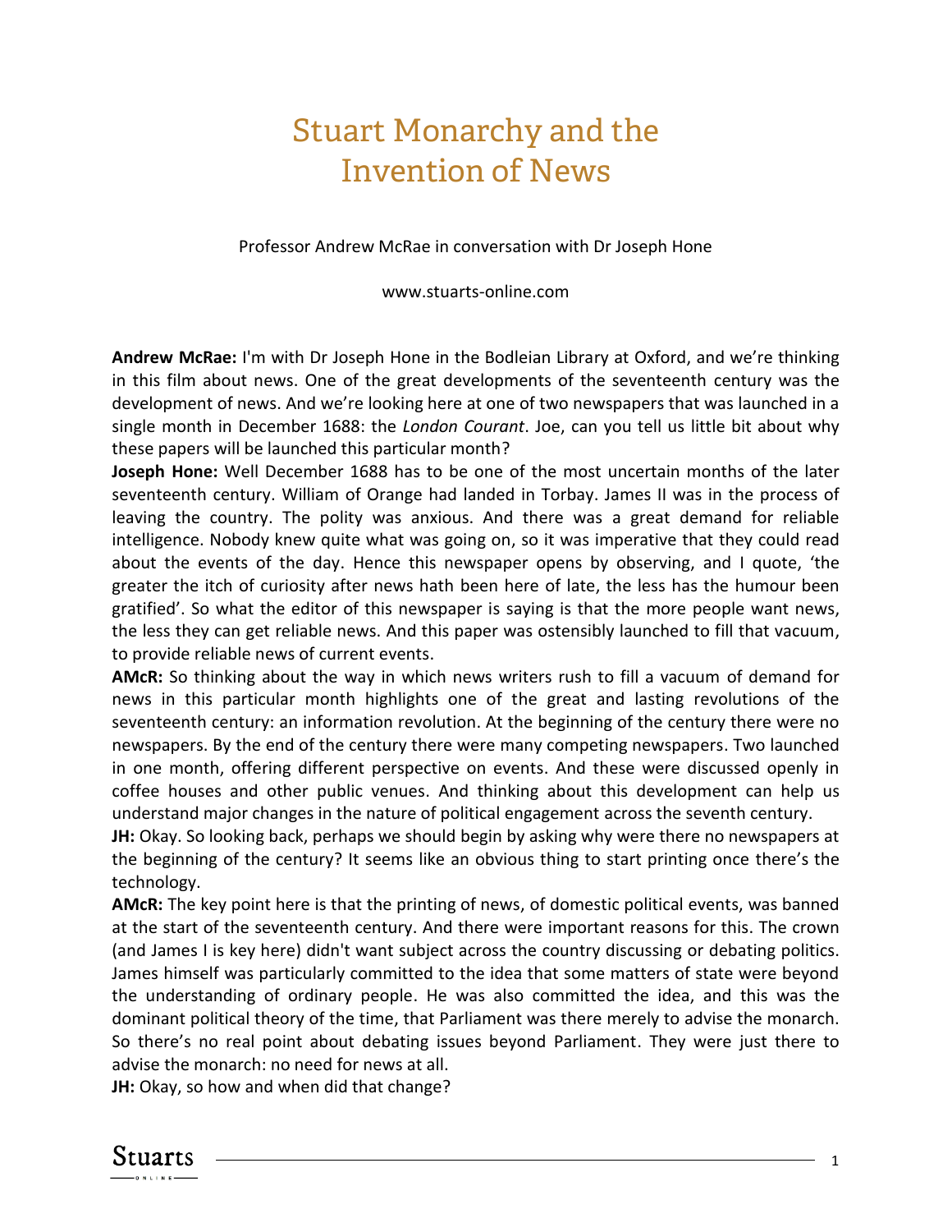# Stuart Monarchy and the Invention of News

Professor Andrew McRae in conversation with Dr Joseph Hone

www.stuarts-online.com

**Andrew McRae:** I'm with Dr Joseph Hone in the Bodleian Library at Oxford, and we're thinking in this film about news. One of the great developments of the seventeenth century was the development of news. And we're looking here at one of two newspapers that was launched in a single month in December 1688: the *London Courant*. Joe, can you tell us little bit about why these papers will be launched this particular month?

**Joseph Hone:** Well December 1688 has to be one of the most uncertain months of the later seventeenth century. William of Orange had landed in Torbay. James II was in the process of leaving the country. The polity was anxious. And there was a great demand for reliable intelligence. Nobody knew quite what was going on, so it was imperative that they could read about the events of the day. Hence this newspaper opens by observing, and I quote, 'the greater the itch of curiosity after news hath been here of late, the less has the humour been gratified'. So what the editor of this newspaper is saying is that the more people want news, the less they can get reliable news. And this paper was ostensibly launched to fill that vacuum, to provide reliable news of current events.

**AMcR:** So thinking about the way in which news writers rush to fill a vacuum of demand for news in this particular month highlights one of the great and lasting revolutions of the seventeenth century: an information revolution. At the beginning of the century there were no newspapers. By the end of the century there were many competing newspapers. Two launched in one month, offering different perspective on events. And these were discussed openly in coffee houses and other public venues. And thinking about this development can help us understand major changes in the nature of political engagement across the seventh century.

**JH:** Okay. So looking back, perhaps we should begin by asking why were there no newspapers at the beginning of the century? It seems like an obvious thing to start printing once there's the technology.

**AMcR:** The key point here is that the printing of news, of domestic political events, was banned at the start of the seventeenth century. And there were important reasons for this. The crown (and James I is key here) didn't want subject across the country discussing or debating politics. James himself was particularly committed to the idea that some matters of state were beyond the understanding of ordinary people. He was also committed the idea, and this was the dominant political theory of the time, that Parliament was there merely to advise the monarch. So there's no real point about debating issues beyond Parliament. They were just there to advise the monarch: no need for news at all.

**JH:** Okay, so how and when did that change?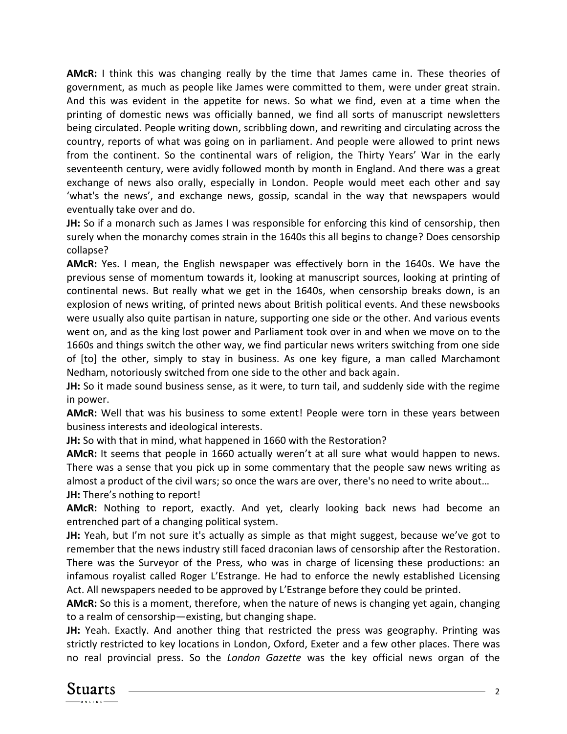**AMcR:** I think this was changing really by the time that James came in. These theories of government, as much as people like James were committed to them, were under great strain. And this was evident in the appetite for news. So what we find, even at a time when the printing of domestic news was officially banned, we find all sorts of manuscript newsletters being circulated. People writing down, scribbling down, and rewriting and circulating across the country, reports of what was going on in parliament. And people were allowed to print news from the continent. So the continental wars of religion, the Thirty Years' War in the early seventeenth century, were avidly followed month by month in England. And there was a great exchange of news also orally, especially in London. People would meet each other and say 'what's the news', and exchange news, gossip, scandal in the way that newspapers would eventually take over and do.

**JH:** So if a monarch such as James I was responsible for enforcing this kind of censorship, then surely when the monarchy comes strain in the 1640s this all begins to change? Does censorship collapse?

**AMcR:** Yes. I mean, the English newspaper was effectively born in the 1640s. We have the previous sense of momentum towards it, looking at manuscript sources, looking at printing of continental news. But really what we get in the 1640s, when censorship breaks down, is an explosion of news writing, of printed news about British political events. And these newsbooks were usually also quite partisan in nature, supporting one side or the other. And various events went on, and as the king lost power and Parliament took over in and when we move on to the 1660s and things switch the other way, we find particular news writers switching from one side of [to] the other, simply to stay in business. As one key figure, a man called Marchamont Nedham, notoriously switched from one side to the other and back again.

**JH:** So it made sound business sense, as it were, to turn tail, and suddenly side with the regime in power.

**AMcR:** Well that was his business to some extent! People were torn in these years between business interests and ideological interests.

**JH:** So with that in mind, what happened in 1660 with the Restoration?

**AMcR:** It seems that people in 1660 actually weren't at all sure what would happen to news. There was a sense that you pick up in some commentary that the people saw news writing as almost a product of the civil wars; so once the wars are over, there's no need to write about…

**JH:** There's nothing to report!

**AMcR:** Nothing to report, exactly. And yet, clearly looking back news had become an entrenched part of a changing political system.

**JH:** Yeah, but I'm not sure it's actually as simple as that might suggest, because we've got to remember that the news industry still faced draconian laws of censorship after the Restoration. There was the Surveyor of the Press, who was in charge of licensing these productions: an infamous royalist called Roger L'Estrange. He had to enforce the newly established Licensing Act. All newspapers needed to be approved by L'Estrange before they could be printed.

**AMcR:** So this is a moment, therefore, when the nature of news is changing yet again, changing to a realm of censorship—existing, but changing shape.

**JH:** Yeah. Exactly. And another thing that restricted the press was geography. Printing was strictly restricted to key locations in London, Oxford, Exeter and a few other places. There was no real provincial press. So the *London Gazette* was the key official news organ of the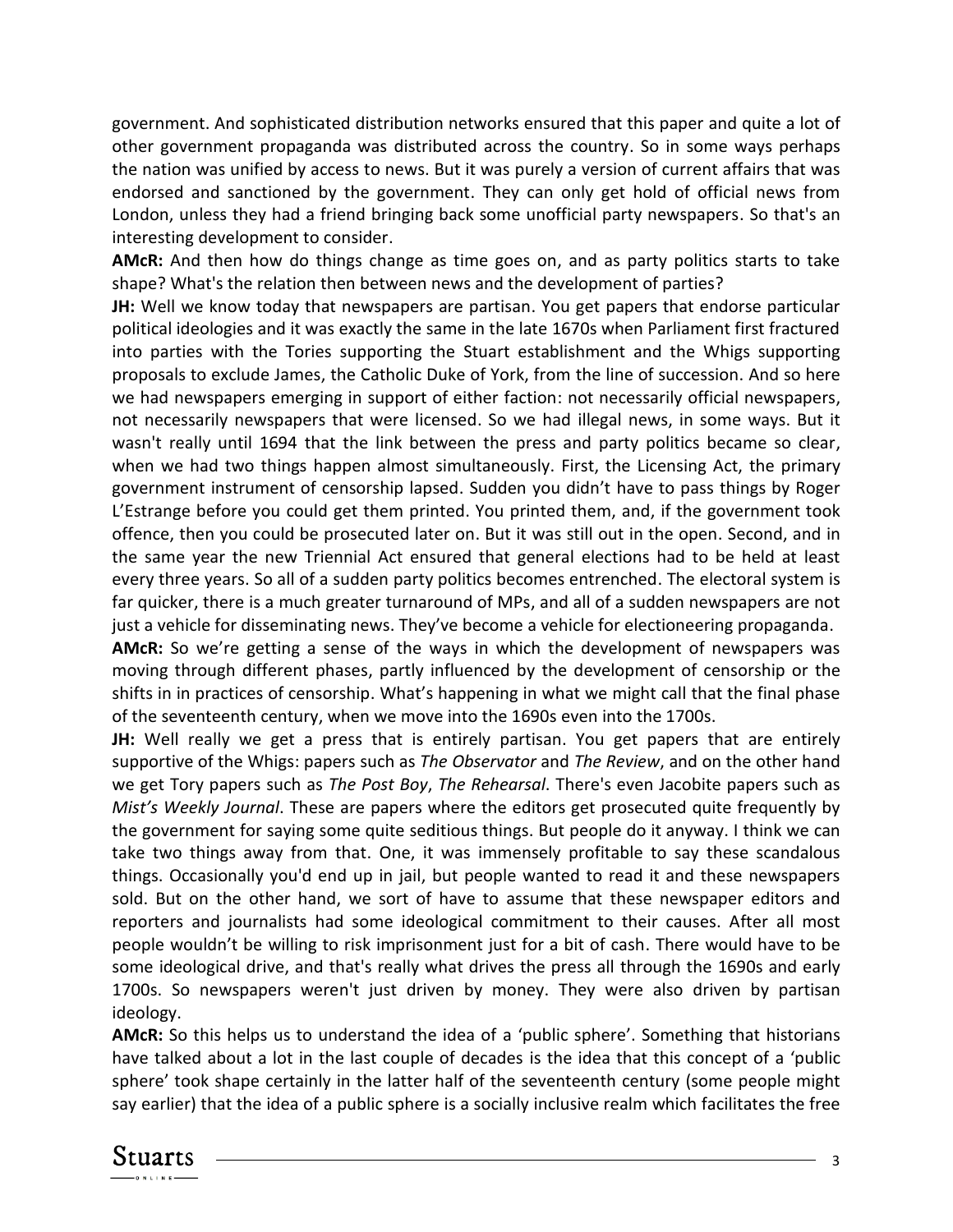government. And sophisticated distribution networks ensured that this paper and quite a lot of other government propaganda was distributed across the country. So in some ways perhaps the nation was unified by access to news. But it was purely a version of current affairs that was endorsed and sanctioned by the government. They can only get hold of official news from London, unless they had a friend bringing back some unofficial party newspapers. So that's an interesting development to consider.

**AMcR:** And then how do things change as time goes on, and as party politics starts to take shape? What's the relation then between news and the development of parties?

**JH:** Well we know today that newspapers are partisan. You get papers that endorse particular political ideologies and it was exactly the same in the late 1670s when Parliament first fractured into parties with the Tories supporting the Stuart establishment and the Whigs supporting proposals to exclude James, the Catholic Duke of York, from the line of succession. And so here we had newspapers emerging in support of either faction: not necessarily official newspapers, not necessarily newspapers that were licensed. So we had illegal news, in some ways. But it wasn't really until 1694 that the link between the press and party politics became so clear, when we had two things happen almost simultaneously. First, the Licensing Act, the primary government instrument of censorship lapsed. Sudden you didn't have to pass things by Roger L'Estrange before you could get them printed. You printed them, and, if the government took offence, then you could be prosecuted later on. But it was still out in the open. Second, and in the same year the new Triennial Act ensured that general elections had to be held at least every three years. So all of a sudden party politics becomes entrenched. The electoral system is far quicker, there is a much greater turnaround of MPs, and all of a sudden newspapers are not just a vehicle for disseminating news. They've become a vehicle for electioneering propaganda.

**AMcR:** So we're getting a sense of the ways in which the development of newspapers was moving through different phases, partly influenced by the development of censorship or the shifts in in practices of censorship. What's happening in what we might call that the final phase of the seventeenth century, when we move into the 1690s even into the 1700s.

**JH:** Well really we get a press that is entirely partisan. You get papers that are entirely supportive of the Whigs: papers such as *The Observator* and *The Review*, and on the other hand we get Tory papers such as *The Post Boy*, *The Rehearsal*. There's even Jacobite papers such as *Mist's Weekly Journal*. These are papers where the editors get prosecuted quite frequently by the government for saying some quite seditious things. But people do it anyway. I think we can take two things away from that. One, it was immensely profitable to say these scandalous things. Occasionally you'd end up in jail, but people wanted to read it and these newspapers sold. But on the other hand, we sort of have to assume that these newspaper editors and reporters and journalists had some ideological commitment to their causes. After all most people wouldn't be willing to risk imprisonment just for a bit of cash. There would have to be some ideological drive, and that's really what drives the press all through the 1690s and early 1700s. So newspapers weren't just driven by money. They were also driven by partisan ideology.

**AMcR:** So this helps us to understand the idea of a 'public sphere'. Something that historians have talked about a lot in the last couple of decades is the idea that this concept of a 'public sphere' took shape certainly in the latter half of the seventeenth century (some people might say earlier) that the idea of a public sphere is a socially inclusive realm which facilitates the free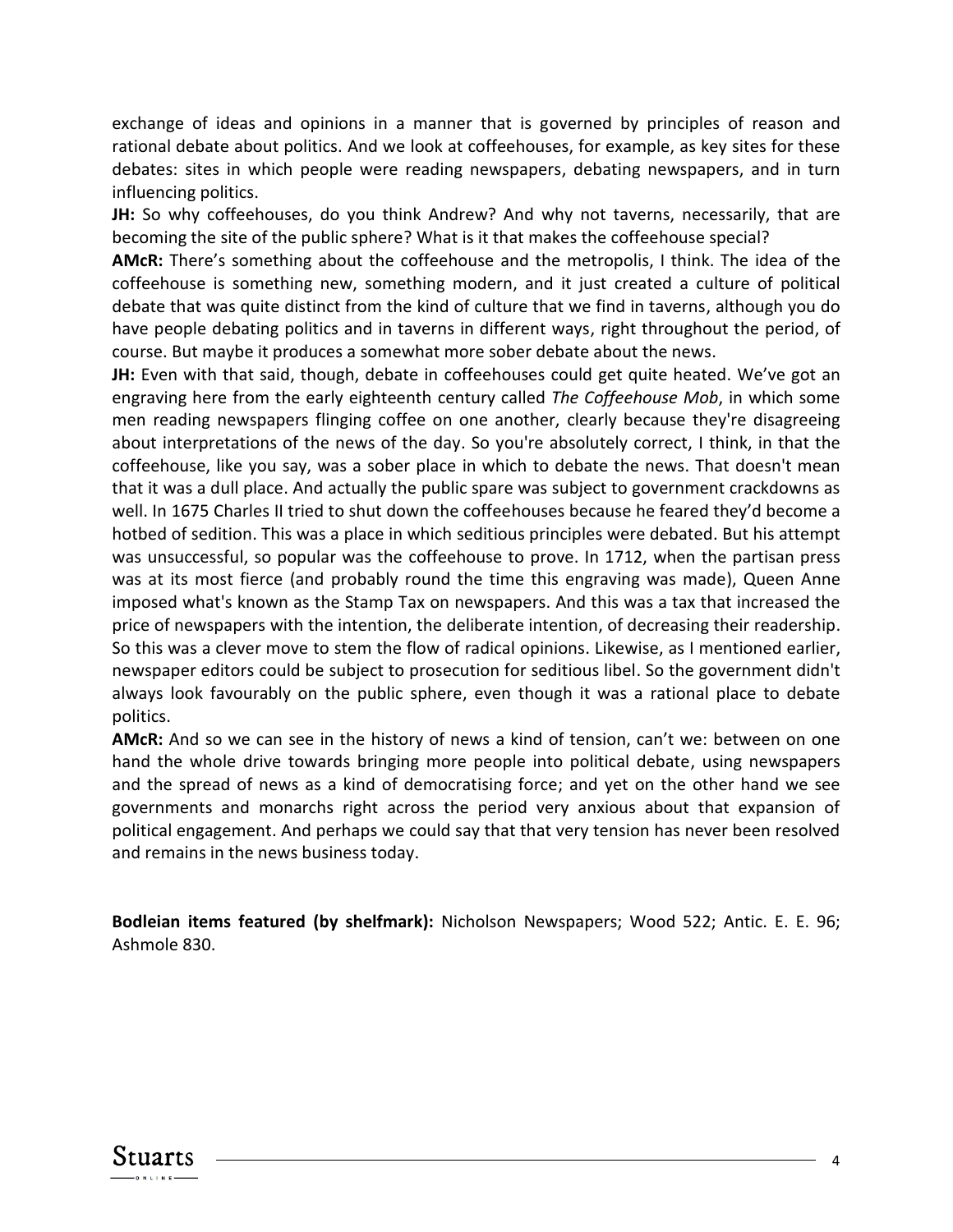exchange of ideas and opinions in a manner that is governed by principles of reason and rational debate about politics. And we look at coffeehouses, for example, as key sites for these debates: sites in which people were reading newspapers, debating newspapers, and in turn influencing politics.

**JH:** So why coffeehouses, do you think Andrew? And why not taverns, necessarily, that are becoming the site of the public sphere? What is it that makes the coffeehouse special?

**AMcR:** There's something about the coffeehouse and the metropolis, I think. The idea of the coffeehouse is something new, something modern, and it just created a culture of political debate that was quite distinct from the kind of culture that we find in taverns, although you do have people debating politics and in taverns in different ways, right throughout the period, of course. But maybe it produces a somewhat more sober debate about the news.

**JH:** Even with that said, though, debate in coffeehouses could get quite heated. We've got an engraving here from the early eighteenth century called *The Coffeehouse Mob*, in which some men reading newspapers flinging coffee on one another, clearly because they're disagreeing about interpretations of the news of the day. So you're absolutely correct, I think, in that the coffeehouse, like you say, was a sober place in which to debate the news. That doesn't mean that it was a dull place. And actually the public spare was subject to government crackdowns as well. In 1675 Charles II tried to shut down the coffeehouses because he feared they'd become a hotbed of sedition. This was a place in which seditious principles were debated. But his attempt was unsuccessful, so popular was the coffeehouse to prove. In 1712, when the partisan press was at its most fierce (and probably round the time this engraving was made), Queen Anne imposed what's known as the Stamp Tax on newspapers. And this was a tax that increased the price of newspapers with the intention, the deliberate intention, of decreasing their readership. So this was a clever move to stem the flow of radical opinions. Likewise, as I mentioned earlier, newspaper editors could be subject to prosecution for seditious libel. So the government didn't always look favourably on the public sphere, even though it was a rational place to debate politics.

**AMcR:** And so we can see in the history of news a kind of tension, can't we: between on one hand the whole drive towards bringing more people into political debate, using newspapers and the spread of news as a kind of democratising force; and yet on the other hand we see governments and monarchs right across the period very anxious about that expansion of political engagement. And perhaps we could say that that very tension has never been resolved and remains in the news business today.

**Bodleian items featured (by shelfmark):** Nicholson Newspapers; Wood 522; Antic. E. E. 96; Ashmole 830.